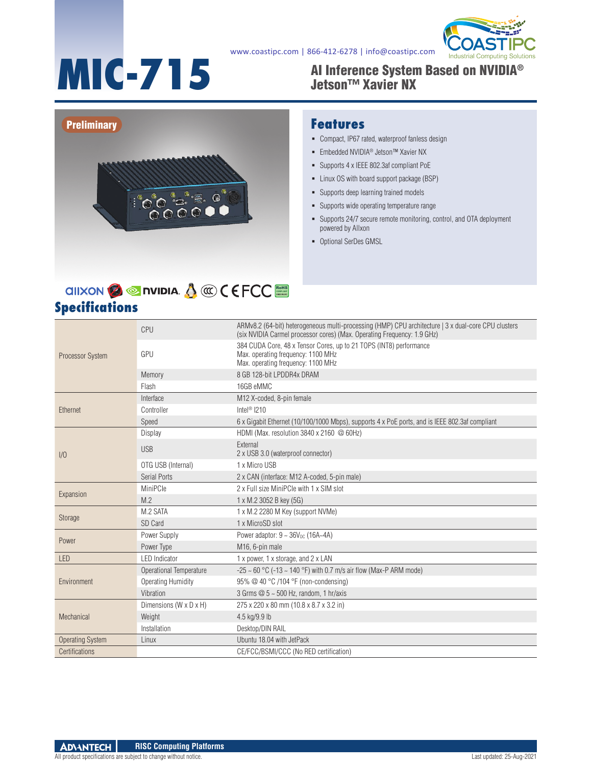www.coastipc.com | 866-412-6278 | info@coastipc.com

# MIC-715

## AI Inference System Based on NVIDIA® Jetson™ Xavier NX

Preliminary

## Features

- Compact, IP67 rated, waterproof fanless design
- Embedded NVIDIA® Jetson™ Xavier NX
- Supports 4 x IEEE 802.3af compliant PoE
- Linux OS with board support package (BSP)
- Supports deep learning trained models
- Supports wide operating temperature range
- Supports 24/7 secure remote monitoring, control, and OTA deployment powered by Allxon
- Optional SerDes GMSL

## Specifications

| | | |
|---|---|---|
| Processor System | CPU | ARMv8.2 (64-bit) heterogeneous multi-processing (HMP) CPU architecture \| 3 x dual-core CPU clusters (six NVIDIA Carmel processor cores) (Max. Operating Frequency: 1.9 GHz) |
| | GPU | 384 CUDA Core, 48 x Tensor Cores, up to 21 TOPS (INT8) performance<br>Max. operating frequency: 1100 MHz<br>Max. operating frequency: 1100 MHz |
| | Memory | 8 GB 128-bit LPDDR4x DRAM |
| | Flash | 16GB eMMC |
| Ethernet | Interface | M12 X-coded, 8-pin female |
| | Controller | Intel® I210 |
| | Speed | 6 x Gigabit Ethernet (10/100/1000 Mbps), supports 4 x PoE ports, and is IEEE 802.3af compliant |
| I/O | Display | HDMI (Max. resolution 3840 x 2160 @ 60Hz) |
| | USB | External<br>2 x USB 3.0 (waterproof connector) |
| | OTG USB (Internal) | 1 x Micro USB |
| | Serial Ports | 2 x CAN (interface: M12 A-coded, 5-pin male) |
| Expansion | MiniPCIe | 2 x Full size MiniPCIe with 1 x SIM slot |
| | M.2 | 1 x M.2 3052 B key (5G) |
| Storage | M.2 SATA | 1 x M.2 2280 M Key (support NVMe) |
| | SD Card | 1 x MicroSD slot |
| Power | Power Supply | Power adaptor: 9 ~ 36$V_{DC}$ (16A~4A) |
| | Power Type | M16, 6-pin male |
| LED | LED Indicator | 1 x power, 1 x storage, and 2 x LAN |
| Environment | Operational Temperature | -25 ~ 60 °C (-13 ~ 140 °F) with 0.7 m/s air flow (Max-P ARM mode) |
| | Operating Humidity | 95% @ 40 °C /104 °F (non-condensing) |
| | Vibration | 3 Grms @ 5 ~ 500 Hz, random, 1 hr/axis |
| Mechanical | Dimensions (W x D x H) | 275 x 220 x 80 mm (10.8 x 8.7 x 3.2 in) |
| | Weight | 4.5 kg/9.9 lb |
| | Installation | Desktop/DIN RAIL |
| Operating System | Linux | Ubuntu 18.04 with JetPack |
| Certifications | | CE/FCC/BSMI/CCC (No RED certification) |

ADVANTECH RISC Computing Platforms

All product specifications are subject to change without notice. Last updated: 25-Aug-2021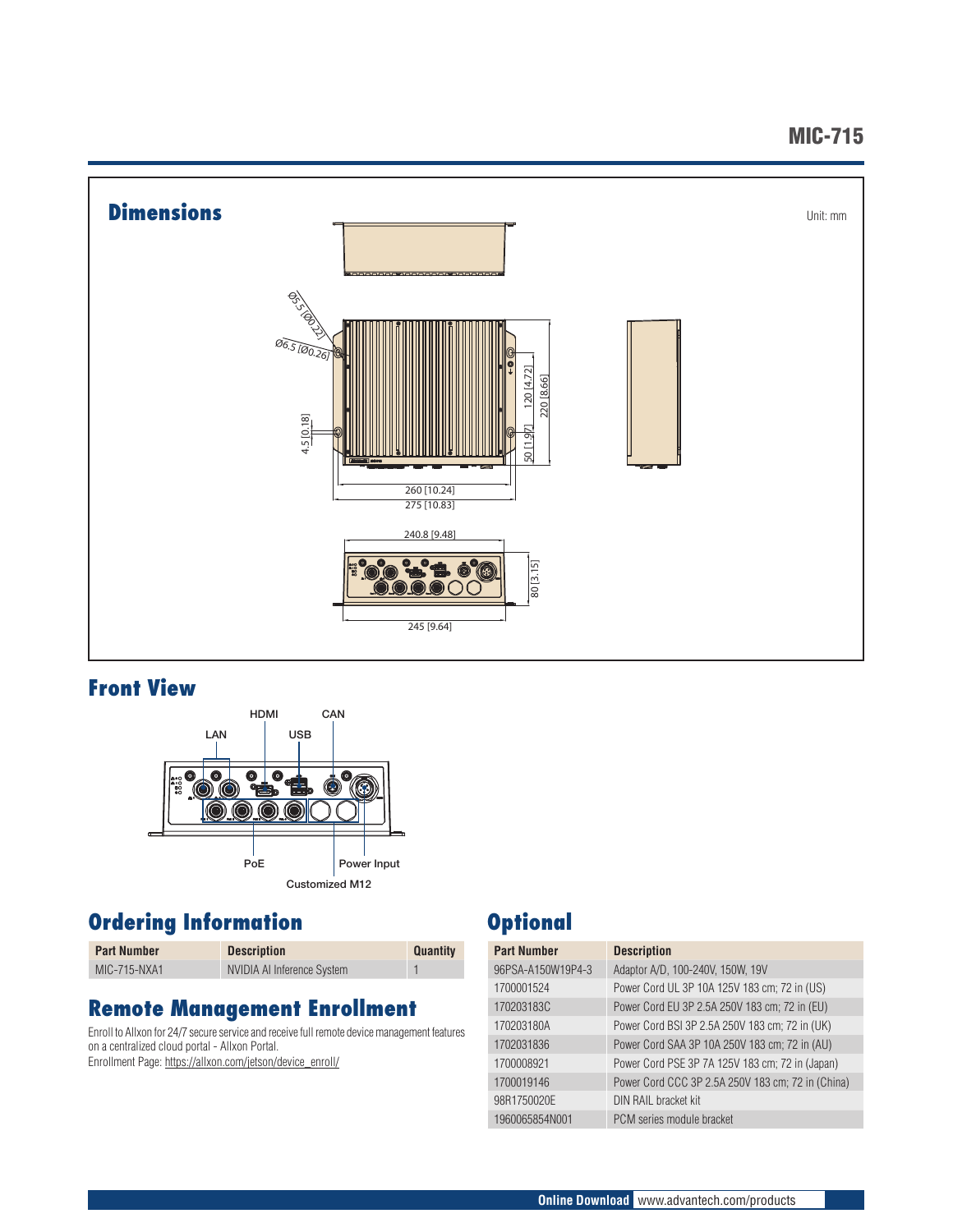## Dimensions

Unit: mm

Ø5.5 [Ø0.22]
Ø6.5 [Ø0.26]
4.5 [0.18]
120 [4.72]
220 [8.66]
50 [1.97]
260 [10.24]
275 [10.83]
240.8 [9.48]
80 [3.15]
245 [9.64]

## Front View

HDMI
CAN
LAN
USB
PoE
Power Input
Customized M12

## Ordering Information

| Part Number | Description | Quantity |
|---|---|---|
| MIC-715-NXA1 | NVIDIA AI Inference System | 1 |

## Remote Management Enrollment

Enroll to Allxon for 24/7 secure service and receive full remote device management features on a centralized cloud portal - Allxon Portal.
Enrollment Page: https://allxon.com/jetson/device_enroll/

## Optional

| Part Number | Description |
|---|---|
| 96PSA-A150W19P4-3 | Adaptor A/D, 100-240V, 150W, 19V |
| 1700001524 | Power Cord UL 3P 10A 125V 183 cm; 72 in (US) |
| 170203183C | Power Cord EU 3P 2.5A 250V 183 cm; 72 in (EU) |
| 170203180A | Power Cord BSI 3P 2.5A 250V 183 cm; 72 in (UK) |
| 1702031836 | Power Cord SAA 3P 10A 250V 183 cm; 72 in (AU) |
| 1700008921 | Power Cord PSE 3P 7A 125V 183 cm; 72 in (Japan) |
| 1700019146 | Power Cord CCC 3P 2.5A 250V 183 cm; 72 in (China) |
| 98R1750020E | DIN RAIL bracket kit |
| 1960065854N001 | PCM series module bracket |

**Online Download** www.advantech.com/products